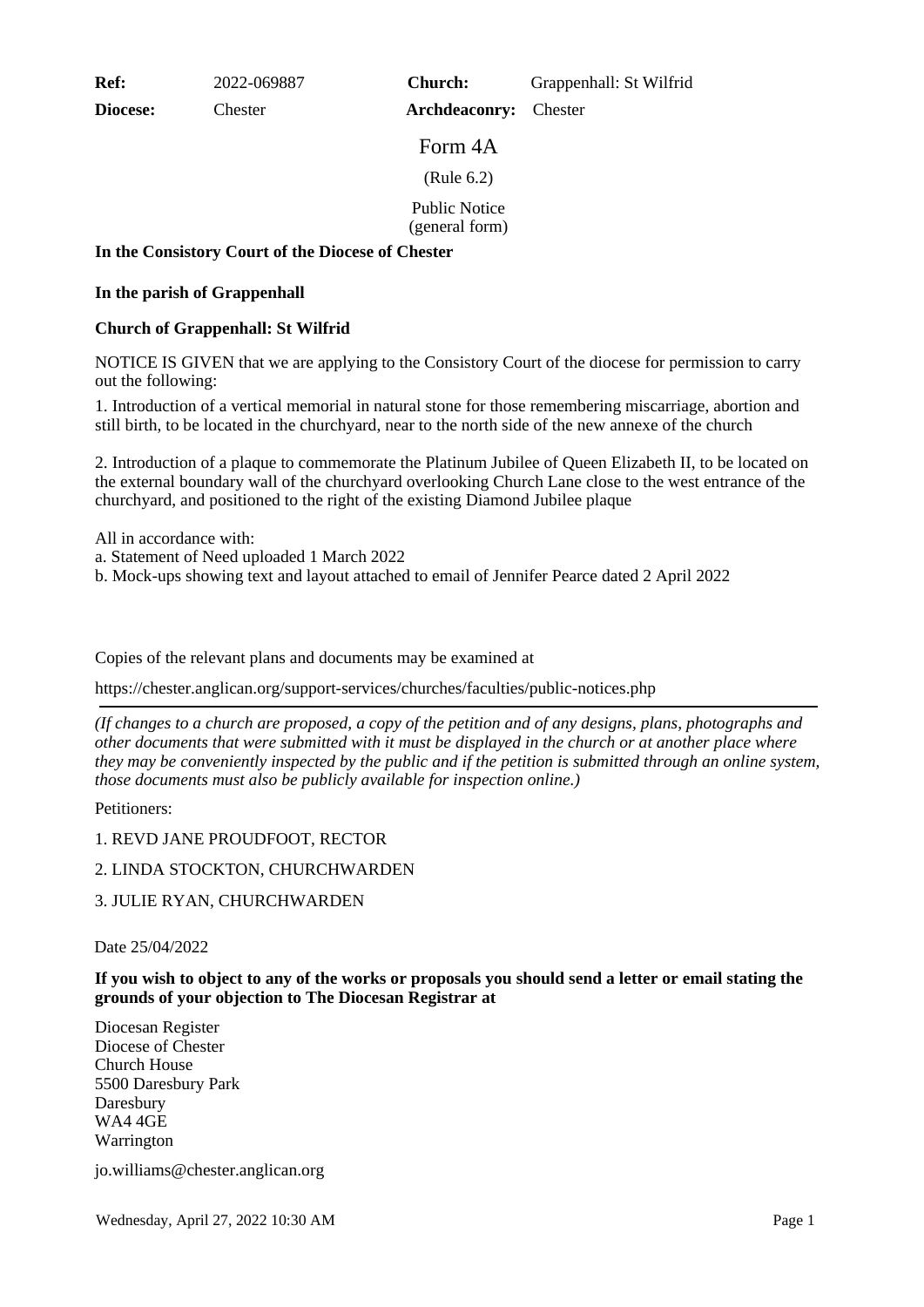| **Ref:** | 2022-069887 | **Church:** | Grappenhall: St Wilfrid |
|---|---|---|---|
| **Diocese:** | Chester | **Archdeaconry:** | Chester |

# Form 4A

(Rule 6.2)

Public Notice
(general form)

**In the Consistory Court of the Diocese of Chester**

**In the parish of Grappenhall**

**Church of Grappenhall: St Wilfrid**

NOTICE IS GIVEN that we are applying to the Consistory Court of the diocese for permission to carry out the following:

1. Introduction of a vertical memorial in natural stone for those remembering miscarriage, abortion and still birth, to be located in the churchyard, near to the north side of the new annexe of the church

2. Introduction of a plaque to commemorate the Platinum Jubilee of Queen Elizabeth II, to be located on the external boundary wall of the churchyard overlooking Church Lane close to the west entrance of the churchyard, and positioned to the right of the existing Diamond Jubilee plaque

All in accordance with:
a. Statement of Need uploaded 1 March 2022
b. Mock-ups showing text and layout attached to email of Jennifer Pearce dated 2 April 2022

Copies of the relevant plans and documents may be examined at

https://chester.anglican.org/support-services/churches/faculties/public-notices.php

---

*(If changes to a church are proposed, a copy of the petition and of any designs, plans, photographs and other documents that were submitted with it must be displayed in the church or at another place where they may be conveniently inspected by the public and if the petition is submitted through an online system, those documents must also be publicly available for inspection online.)*

Petitioners:

1. REVD JANE PROUDFOOT, RECTOR

2. LINDA STOCKTON, CHURCHWARDEN

3. JULIE RYAN, CHURCHWARDEN

Date 25/04/2022

**If you wish to object to any of the works or proposals you should send a letter or email stating the grounds of your objection to The Diocesan Registrar at**

Diocesan Register
Diocese of Chester
Church House
5500 Daresbury Park
Daresbury
WA4 4GE
Warrington

jo.williams@chester.anglican.org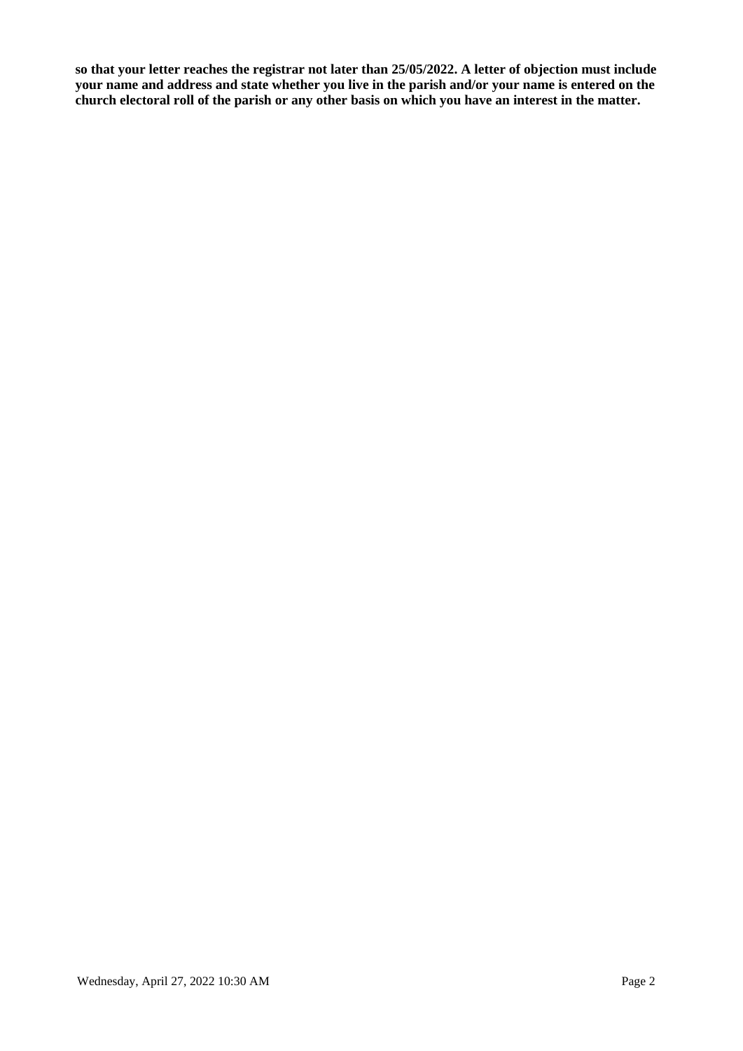**so that your letter reaches the registrar not later than 25/05/2022. A letter of objection must include your name and address and state whether you live in the parish and/or your name is entered on the church electoral roll of the parish or any other basis on which you have an interest in the matter.**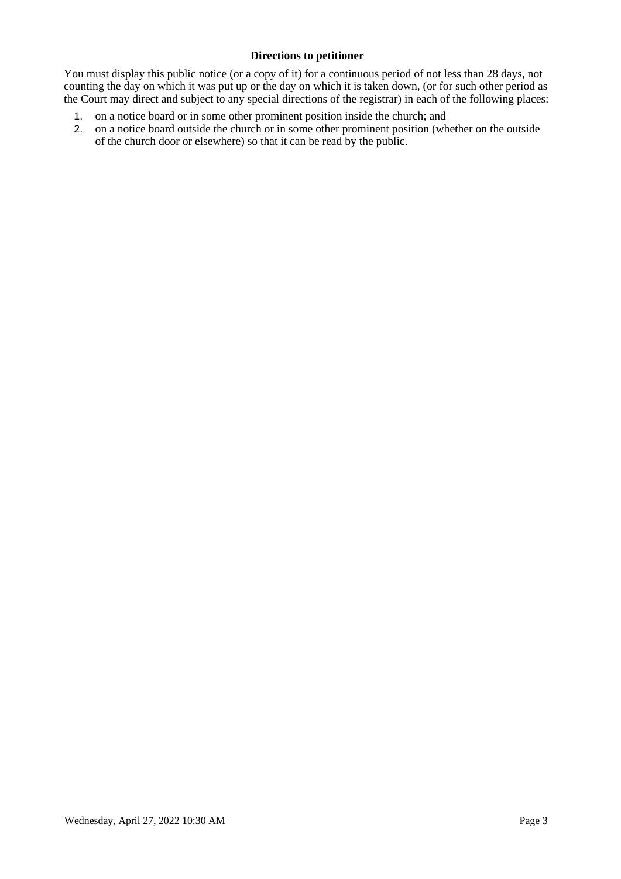**Directions to petitioner**

You must display this public notice (or a copy of it) for a continuous period of not less than 28 days, not counting the day on which it was put up or the day on which it is taken down, (or for such other period as the Court may direct and subject to any special directions of the registrar) in each of the following places:

1. on a notice board or in some other prominent position inside the church; and
2. on a notice board outside the church or in some other prominent position (whether on the outside of the church door or elsewhere) so that it can be read by the public.

Wednesday, April 27, 2022 10:30 AM